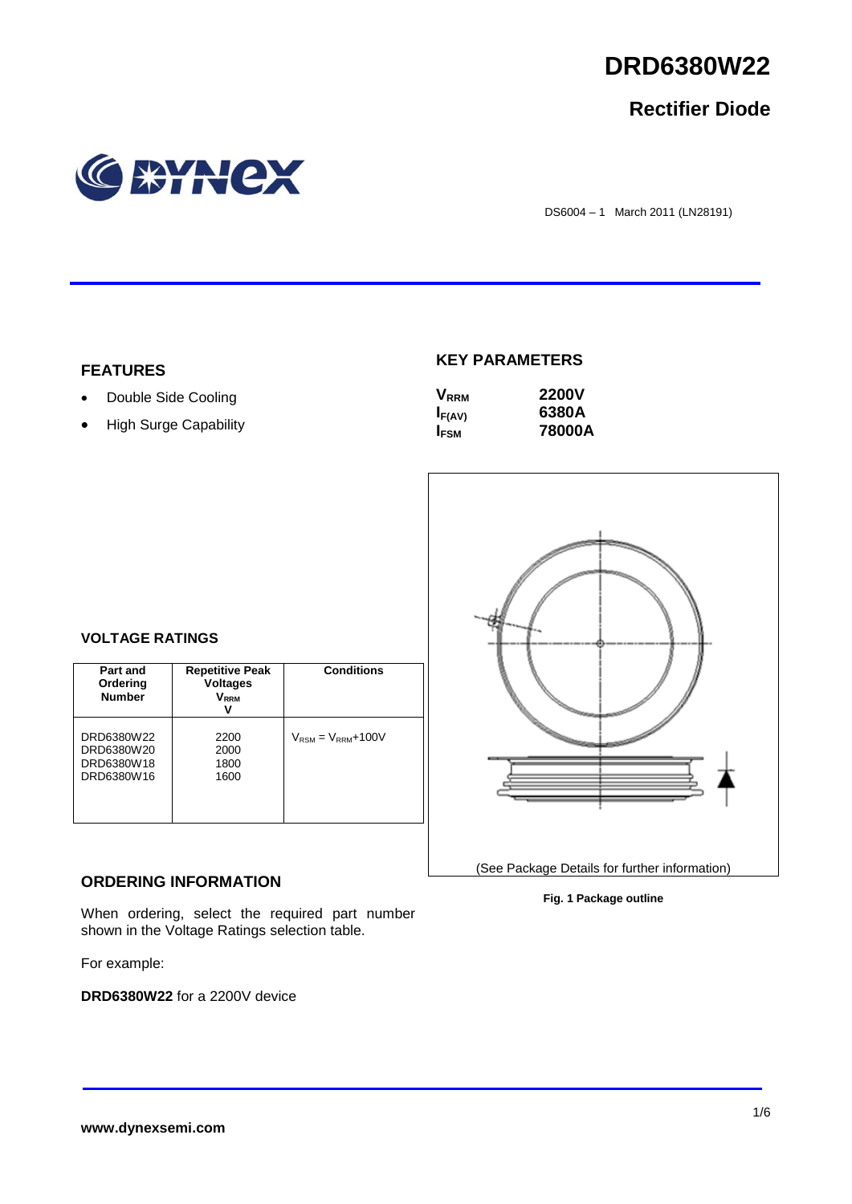# DRD6380W22

## Rectifier Diode

DS6004 – 1 March 2011 (LN28191)

### FEATURES

- Double Side Cooling
- High Surge Capability

### KEY PARAMETERS

| | |
|---|---|
| $V_{RRM}$ | **2200V** |
| $I_{F(AV)}$ | **6380A** |
| $I_{FSM}$ | **78000A** |

### VOLTAGE RATINGS

| Part and Ordering Number | Repetitive Peak Voltages $V_{RRM}$ V | Conditions |
|---|---|---|
| DRD6380W22<br>DRD6380W20<br>DRD6380W18<br>DRD6380W16 | 2200<br>2000<br>1800<br>1600 | $V_{RSM} = V_{RRM}$+100V |

(See Package Details for further information)

**Fig. 1 Package outline**

### ORDERING INFORMATION

When ordering, select the required part number shown in the Voltage Ratings selection table.

For example:

**DRD6380W22** for a 2200V device

**www.dynexsemi.com**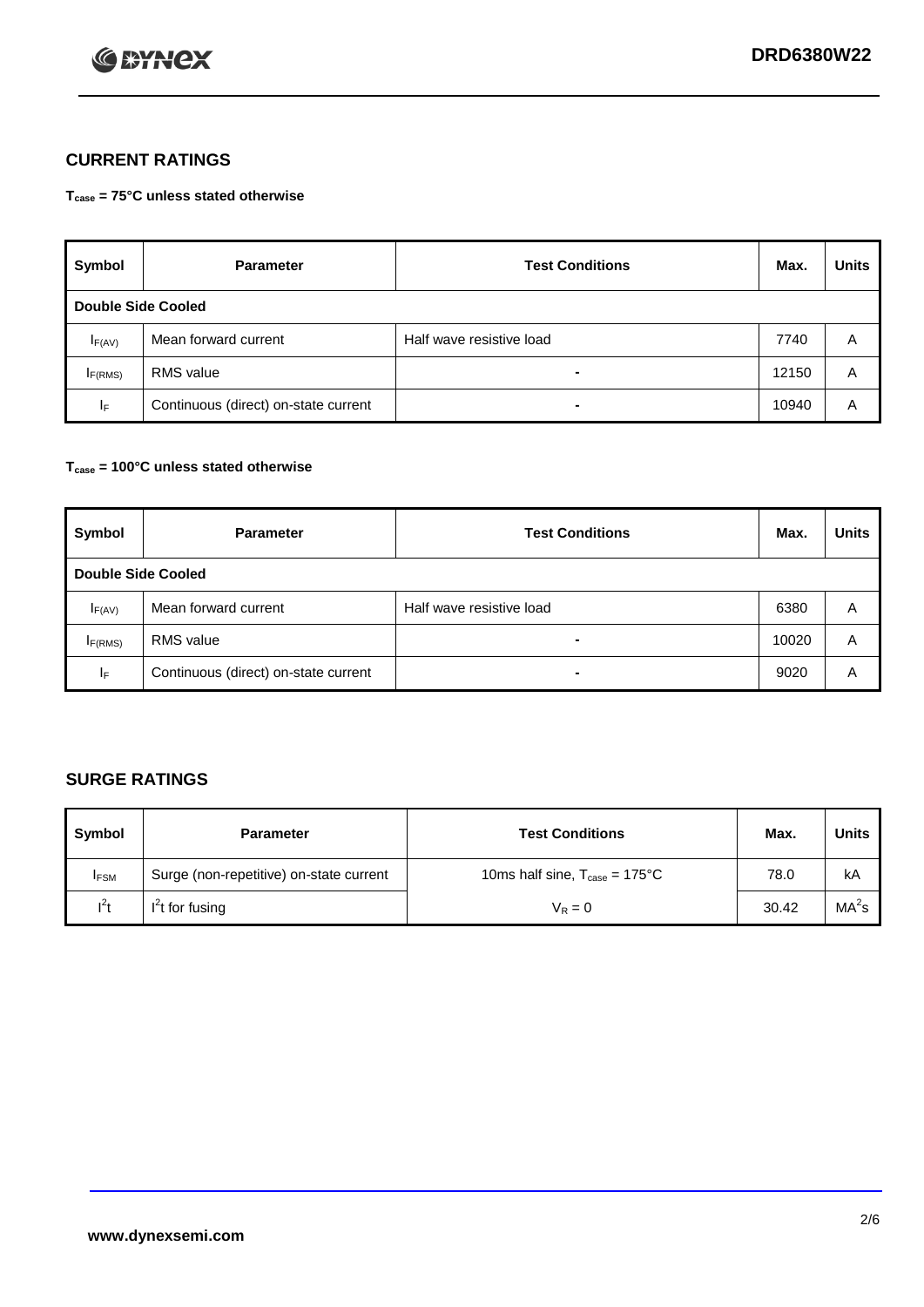## CURRENT RATINGS

**$T_{case}$ = 75°C unless stated otherwise**

| Symbol | Parameter | Test Conditions | Max. | Units |
|---|---|---|---|---|
| **Double Side Cooled** | | | | |
| $I_{F(AV)}$ | Mean forward current | Half wave resistive load | 7740 | A |
| $I_{F(RMS)}$ | RMS value | - | 12150 | A |
| $I_F$ | Continuous (direct) on-state current | - | 10940 | A |

**$T_{case}$ = 100°C unless stated otherwise**

| Symbol | Parameter | Test Conditions | Max. | Units |
|---|---|---|---|---|
| **Double Side Cooled** | | | | |
| $I_{F(AV)}$ | Mean forward current | Half wave resistive load | 6380 | A |
| $I_{F(RMS)}$ | RMS value | - | 10020 | A |
| $I_F$ | Continuous (direct) on-state current | - | 9020 | A |

## SURGE RATINGS

| Symbol | Parameter | Test Conditions | Max. | Units |
|---|---|---|---|---|
| $I_{FSM}$ | Surge (non-repetitive) on-state current | 10ms half sine, $T_{case}$ = 175°C | 78.0 | kA |
| $I^2t$ | $I^2t$ for fusing | $V_R = 0$ | 30.42 | $MA^2s$ |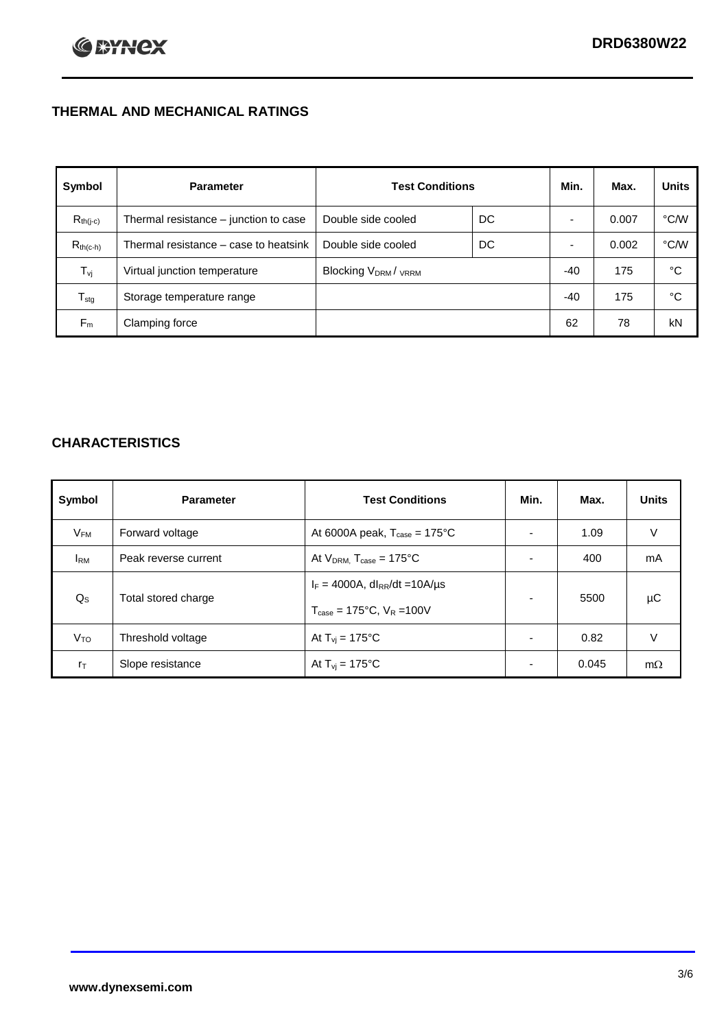## THERMAL AND MECHANICAL RATINGS

| Symbol | Parameter | Test Conditions | | Min. | Max. | Units |
|---|---|---|---|---|---|---|
| $R_{th(j-c)}$ | Thermal resistance – junction to case | Double side cooled | DC | - | 0.007 | °C/W |
| $R_{th(c-h)}$ | Thermal resistance – case to heatsink | Double side cooled | DC | - | 0.002 | °C/W |
| $T_{vj}$ | Virtual junction temperature | Blocking $V_{DRM}$ / $V_{RRM}$ | | -40 | 175 | °C |
| $T_{stg}$ | Storage temperature range | | | -40 | 175 | °C |
| $F_m$ | Clamping force | | | 62 | 78 | kN |

## CHARACTERISTICS

| Symbol | Parameter | Test Conditions | Min. | Max. | Units |
|---|---|---|---|---|---|
| $V_{FM}$ | Forward voltage | At 6000A peak, $T_{case}$ = 175°C | - | 1.09 | V |
| $I_{RM}$ | Peak reverse current | At $V_{DRM}$, $T_{case}$ = 175°C | - | 400 | mA |
| $Q_S$ | Total stored charge | $I_F$ = 4000A, $dI_{RR}/dt$ =10A/µs<br>$T_{case}$ = 175°C, $V_R$ =100V | - | 5500 | µC |
| $V_{TO}$ | Threshold voltage | At $T_{vj}$ = 175°C | - | 0.82 | V |
| $r_T$ | Slope resistance | At $T_{vj}$ = 175°C | - | 0.045 | mΩ |

**www.dynexsemi.com**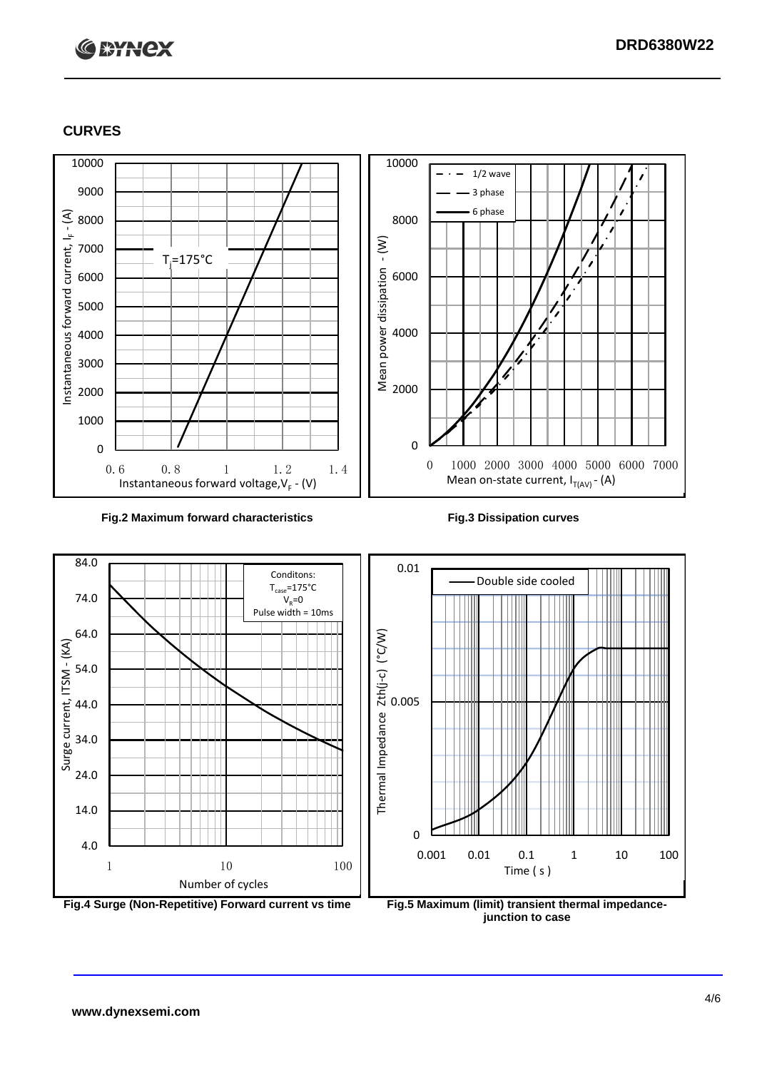## CURVES

Fig.2 Maximum forward characteristics

Fig.3 Dissipation curves

Fig.4 Surge (Non-Repetitive) Forward current vs time

Fig.5 Maximum (limit) transient thermal impedance-junction to case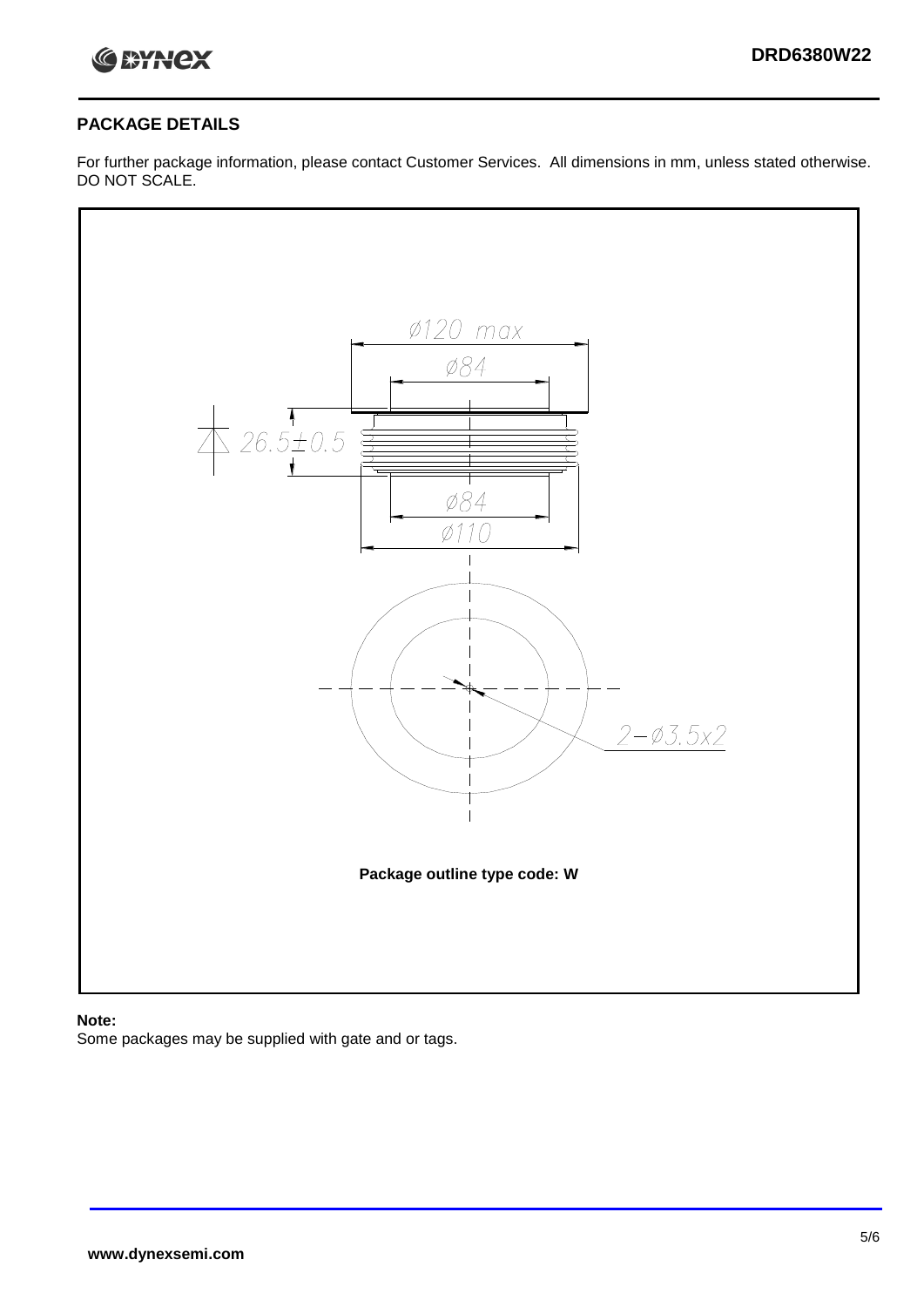## PACKAGE DETAILS

For further package information, please contact Customer Services. All dimensions in mm, unless stated otherwise. DO NOT SCALE.

Ø120 max

Ø84

26.5±0.5

Ø84

Ø110

2−Ø3.5x2

**Package outline type code: W**

**Note:**

Some packages may be supplied with gate and or tags.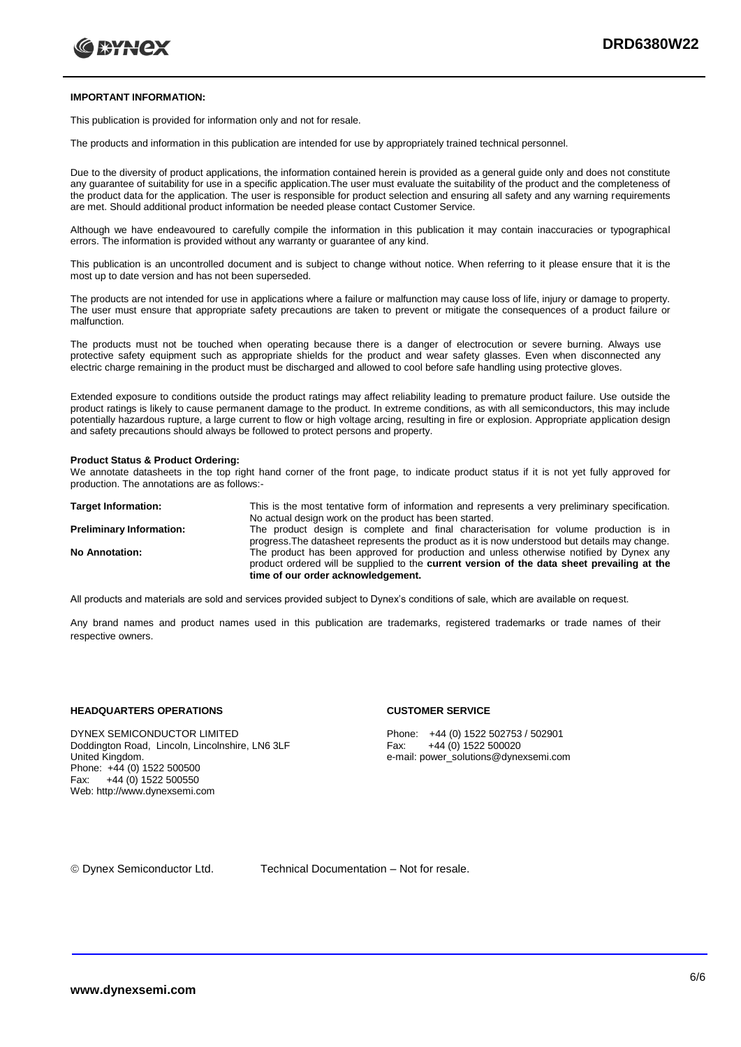**IMPORTANT INFORMATION:**

This publication is provided for information only and not for resale.

The products and information in this publication are intended for use by appropriately trained technical personnel.

Due to the diversity of product applications, the information contained herein is provided as a general guide only and does not constitute any guarantee of suitability for use in a specific application.The user must evaluate the suitability of the product and the completeness of the product data for the application. The user is responsible for product selection and ensuring all safety and any warning requirements are met. Should additional product information be needed please contact Customer Service.

Although we have endeavoured to carefully compile the information in this publication it may contain inaccuracies or typographical errors. The information is provided without any warranty or guarantee of any kind.

This publication is an uncontrolled document and is subject to change without notice. When referring to it please ensure that it is the most up to date version and has not been superseded.

The products are not intended for use in applications where a failure or malfunction may cause loss of life, injury or damage to property. The user must ensure that appropriate safety precautions are taken to prevent or mitigate the consequences of a product failure or malfunction.

The products must not be touched when operating because there is a danger of electrocution or severe burning. Always use protective safety equipment such as appropriate shields for the product and wear safety glasses. Even when disconnected any electric charge remaining in the product must be discharged and allowed to cool before safe handling using protective gloves.

Extended exposure to conditions outside the product ratings may affect reliability leading to premature product failure. Use outside the product ratings is likely to cause permanent damage to the product. In extreme conditions, as with all semiconductors, this may include potentially hazardous rupture, a large current to flow or high voltage arcing, resulting in fire or explosion. Appropriate application design and safety precautions should always be followed to protect persons and property.

**Product Status & Product Ordering:**
We annotate datasheets in the top right hand corner of the front page, to indicate product status if it is not yet fully approved for production. The annotations are as follows:-

| | |
|---|---|
| **Target Information:** | This is the most tentative form of information and represents a very preliminary specification. No actual design work on the product has been started. |
| **Preliminary Information:** | The product design is complete and final characterisation for volume production is in progress.The datasheet represents the product as it is now understood but details may change. |
| **No Annotation:** | The product has been approved for production and unless otherwise notified by Dynex any product ordered will be supplied to the **current version of the data sheet prevailing at the time of our order acknowledgement.** |

All products and materials are sold and services provided subject to Dynex's conditions of sale, which are available on request.

Any brand names and product names used in this publication are trademarks, registered trademarks or trade names of their respective owners.

**HEADQUARTERS OPERATIONS**

DYNEX SEMICONDUCTOR LIMITED
Doddington Road, Lincoln, Lincolnshire, LN6 3LF
United Kingdom.
Phone: +44 (0) 1522 500500
Fax: +44 (0) 1522 500550
Web: http://www.dynexsemi.com

**CUSTOMER SERVICE**

Phone: +44 (0) 1522 502753 / 502901
Fax: +44 (0) 1522 500020
e-mail: power_solutions@dynexsemi.com

© Dynex Semiconductor Ltd. Technical Documentation – Not for resale.